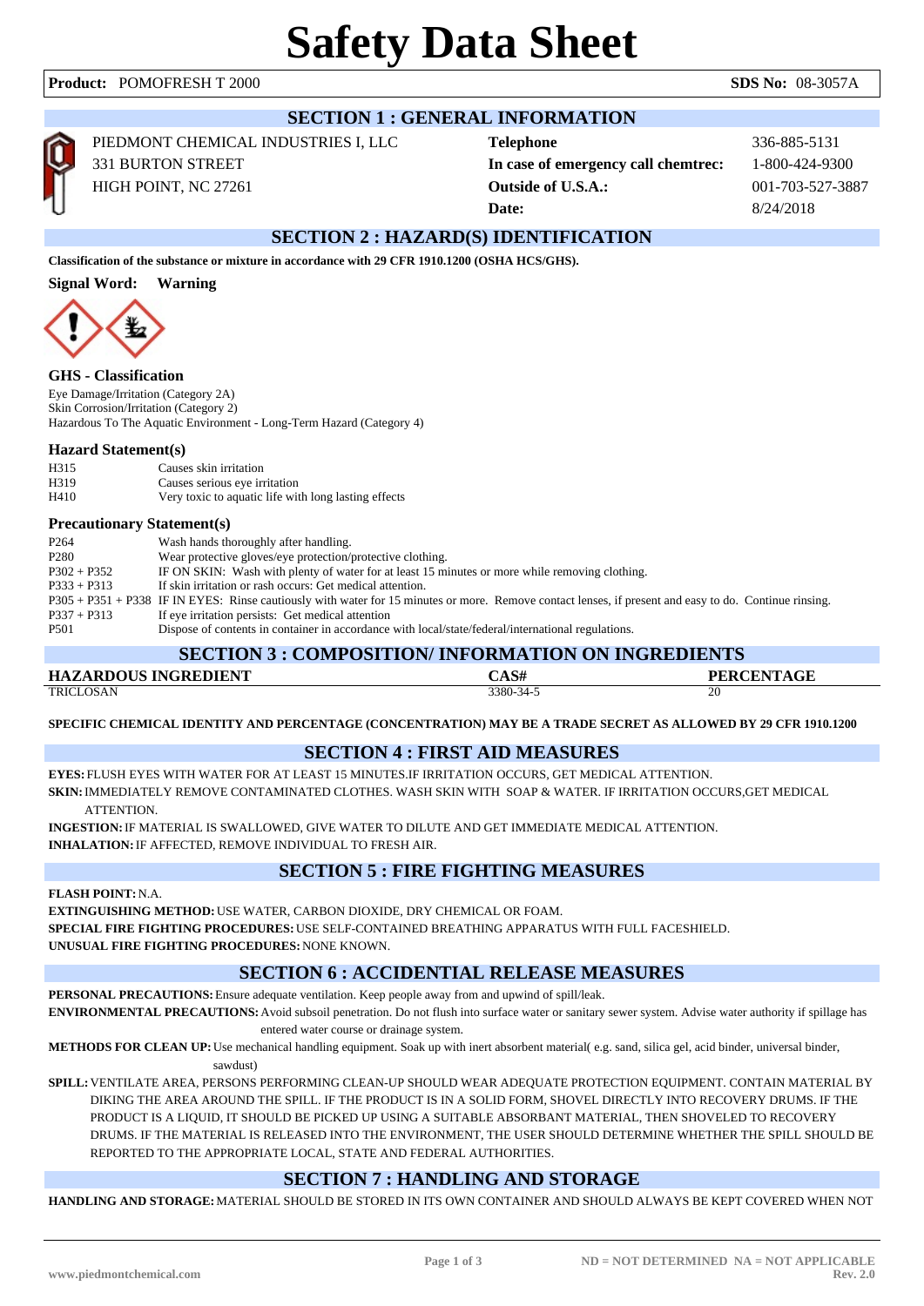# Safety Data Sheet

**Product:** POMOFRESH T 2000 **SDS No:** 08-3057A

## SECTION 1 : GENERAL INFORMATION

PIEDMONT CHEMICAL INDUSTRIES I, LLC
331 BURTON STREET
HIGH POINT, NC 27261

| | |
|---|---|
| **Telephone** | 336-885-5131 |
| **In case of emergency call chemtrec:** | 1-800-424-9300 |
| **Outside of U.S.A.:** | 001-703-527-3887 |
| **Date:** | 8/24/2018 |

## SECTION 2 : HAZARD(S) IDENTIFICATION

**Classification of the substance or mixture in accordance with 29 CFR 1910.1200 (OSHA HCS/GHS).**

**Signal Word:** **Warning**

### GHS - Classification

Eye Damage/Irritation (Category 2A)
Skin Corrosion/Irritation (Category 2)
Hazardous To The Aquatic Environment - Long-Term Hazard (Category 4)

### Hazard Statement(s)

| | |
|---|---|
| H315 | Causes skin irritation |
| H319 | Causes serious eye irritation |
| H410 | Very toxic to aquatic life with long lasting effects |

### Precautionary Statement(s)

| | |
|---|---|
| P264 | Wash hands thoroughly after handling. |
| P280 | Wear protective gloves/eye protection/protective clothing. |
| P302 + P352 | IF ON SKIN: Wash with plenty of water for at least 15 minutes or more while removing clothing. |
| P333 + P313 | If skin irritation or rash occurs: Get medical attention. |
| P305 + P351 + P338 | IF IN EYES: Rinse cautiously with water for 15 minutes or more. Remove contact lenses, if present and easy to do. Continue rinsing. |
| P337 + P313 | If eye irritation persists: Get medical attention |
| P501 | Dispose of contents in container in accordance with local/state/federal/international regulations. |

## SECTION 3 : COMPOSITION/ INFORMATION ON INGREDIENTS

| HAZARDOUS INGREDIENT | CAS# | PERCENTAGE |
|---|---|---|
| TRICLOSAN | 3380-34-5 | 20 |

**SPECIFIC CHEMICAL IDENTITY AND PERCENTAGE (CONCENTRATION) MAY BE A TRADE SECRET AS ALLOWED BY 29 CFR 1910.1200**

## SECTION 4 : FIRST AID MEASURES

**EYES:** FLUSH EYES WITH WATER FOR AT LEAST 15 MINUTES.IF IRRITATION OCCURS, GET MEDICAL ATTENTION.

**SKIN:** IMMEDIATELY REMOVE CONTAMINATED CLOTHES. WASH SKIN WITH SOAP & WATER. IF IRRITATION OCCURS,GET MEDICAL ATTENTION.

**INGESTION:** IF MATERIAL IS SWALLOWED, GIVE WATER TO DILUTE AND GET IMMEDIATE MEDICAL ATTENTION.

**INHALATION:** IF AFFECTED, REMOVE INDIVIDUAL TO FRESH AIR.

## SECTION 5 : FIRE FIGHTING MEASURES

**FLASH POINT:** N.A.

**EXTINGUISHING METHOD:** USE WATER, CARBON DIOXIDE, DRY CHEMICAL OR FOAM.

**SPECIAL FIRE FIGHTING PROCEDURES:** USE SELF-CONTAINED BREATHING APPARATUS WITH FULL FACESHIELD.

**UNUSUAL FIRE FIGHTING PROCEDURES:** NONE KNOWN.

## SECTION 6 : ACCIDENTIAL RELEASE MEASURES

**PERSONAL PRECAUTIONS:** Ensure adequate ventilation. Keep people away from and upwind of spill/leak.

**ENVIRONMENTAL PRECAUTIONS:** Avoid subsoil penetration. Do not flush into surface water or sanitary sewer system. Advise water authority if spillage has entered water course or drainage system.

**METHODS FOR CLEAN UP:** Use mechanical handling equipment. Soak up with inert absorbent material( e.g. sand, silica gel, acid binder, universal binder, sawdust)

**SPILL:** VENTILATE AREA, PERSONS PERFORMING CLEAN-UP SHOULD WEAR ADEQUATE PROTECTION EQUIPMENT. CONTAIN MATERIAL BY DIKING THE AREA AROUND THE SPILL. IF THE PRODUCT IS IN A SOLID FORM, SHOVEL DIRECTLY INTO RECOVERY DRUMS. IF THE PRODUCT IS A LIQUID, IT SHOULD BE PICKED UP USING A SUITABLE ABSORBANT MATERIAL, THEN SHOVELED TO RECOVERY DRUMS. IF THE MATERIAL IS RELEASED INTO THE ENVIRONMENT, THE USER SHOULD DETERMINE WHETHER THE SPILL SHOULD BE REPORTED TO THE APPROPRIATE LOCAL, STATE AND FEDERAL AUTHORITIES.

## SECTION 7 : HANDLING AND STORAGE

**HANDLING AND STORAGE:** MATERIAL SHOULD BE STORED IN ITS OWN CONTAINER AND SHOULD ALWAYS BE KEPT COVERED WHEN NOT

ND = NOT DETERMINED NA = NOT APPLICABLE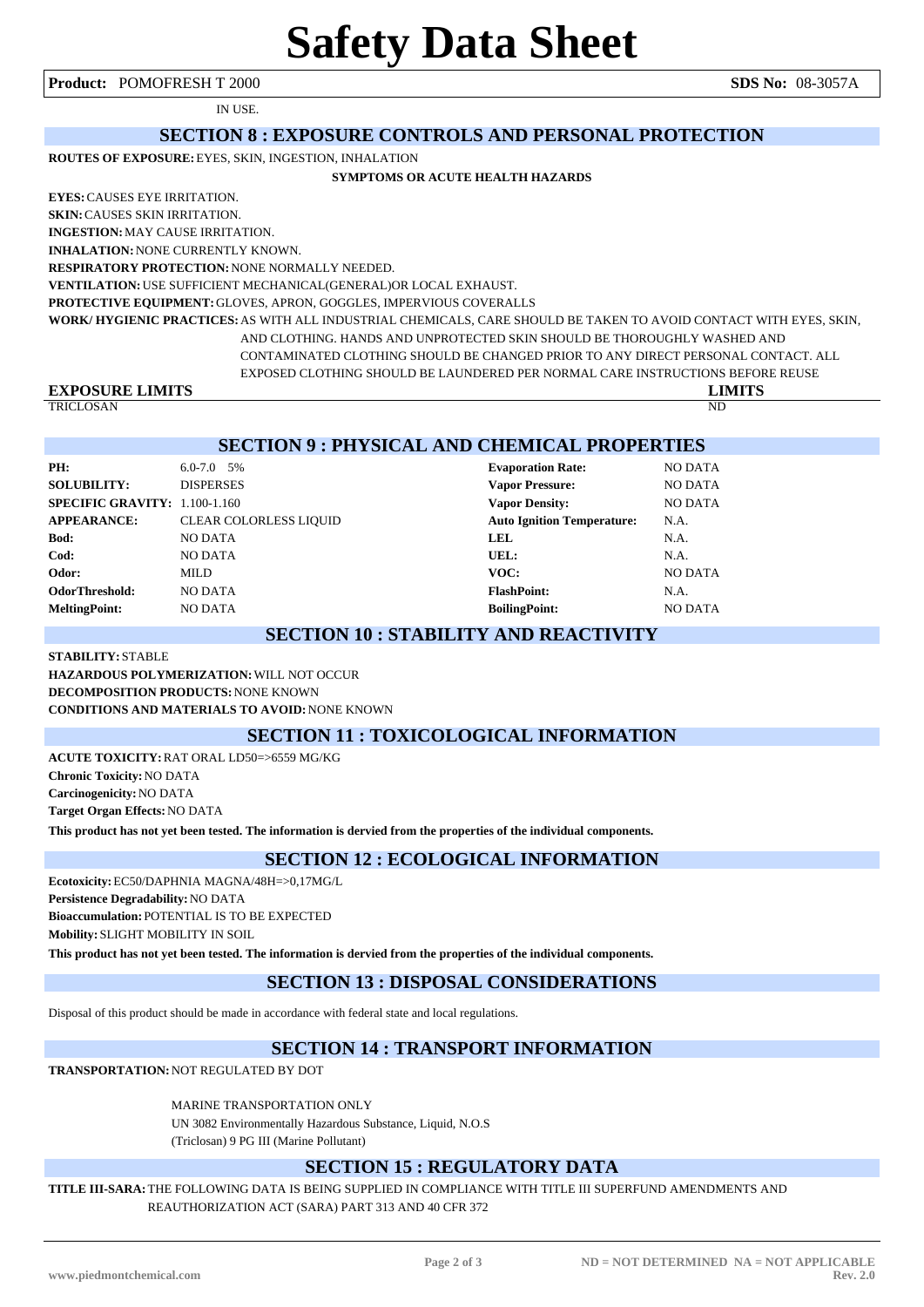IN USE.

## SECTION 8 : EXPOSURE CONTROLS AND PERSONAL PROTECTION

**ROUTES OF EXPOSURE:** EYES, SKIN, INGESTION, INHALATION

**SYMPTOMS OR ACUTE HEALTH HAZARDS**

**EYES:** CAUSES EYE IRRITATION.
**SKIN:** CAUSES SKIN IRRITATION.
**INGESTION:** MAY CAUSE IRRITATION.
**INHALATION:** NONE CURRENTLY KNOWN.
**RESPIRATORY PROTECTION:** NONE NORMALLY NEEDED.
**VENTILATION:** USE SUFFICIENT MECHANICAL(GENERAL)OR LOCAL EXHAUST.
**PROTECTIVE EQUIPMENT:** GLOVES, APRON, GOGGLES, IMPERVIOUS COVERALLS
**WORK/ HYGIENIC PRACTICES:** AS WITH ALL INDUSTRIAL CHEMICALS, CARE SHOULD BE TAKEN TO AVOID CONTACT WITH EYES, SKIN, AND CLOTHING. HANDS AND UNPROTECTED SKIN SHOULD BE THOROUGHLY WASHED AND CONTAMINATED CLOTHING SHOULD BE CHANGED PRIOR TO ANY DIRECT PERSONAL CONTACT. ALL EXPOSED CLOTHING SHOULD BE LAUNDERED PER NORMAL CARE INSTRUCTIONS BEFORE REUSE

| EXPOSURE LIMITS | LIMITS |
|---|---|
| TRICLOSAN | ND |

## SECTION 9 : PHYSICAL AND CHEMICAL PROPERTIES

| | | | |
|---|---|---|---|
| **PH:** | 6.0-7.0 5% | **Evaporation Rate:** | NO DATA |
| **SOLUBILITY:** | DISPERSES | **Vapor Pressure:** | NO DATA |
| **SPECIFIC GRAVITY:** | 1.100-1.160 | **Vapor Density:** | NO DATA |
| **APPEARANCE:** | CLEAR COLORLESS LIQUID | **Auto Ignition Temperature:** | N.A. |
| **Bod:** | NO DATA | **LEL** | N.A. |
| **Cod:** | NO DATA | **UEL:** | N.A. |
| **Odor:** | MILD | **VOC:** | NO DATA |
| **OdorThreshold:** | NO DATA | **FlashPoint:** | N.A. |
| **MeltingPoint:** | NO DATA | **BoilingPoint:** | NO DATA |

## SECTION 10 : STABILITY AND REACTIVITY

**STABILITY:** STABLE
**HAZARDOUS POLYMERIZATION:** WILL NOT OCCUR
**DECOMPOSITION PRODUCTS:** NONE KNOWN
**CONDITIONS AND MATERIALS TO AVOID:** NONE KNOWN

## SECTION 11 : TOXICOLOGICAL INFORMATION

**ACUTE TOXICITY:** RAT ORAL LD50=>6559 MG/KG
**Chronic Toxicity:** NO DATA
**Carcinogenicity:** NO DATA
**Target Organ Effects:** NO DATA

**This product has not yet been tested. The information is dervied from the properties of the individual components.**

## SECTION 12 : ECOLOGICAL INFORMATION

**Ecotoxicity:** EC50/DAPHNIA MAGNA/48H=>0,17MG/L
**Persistence Degradability:** NO DATA
**Bioaccumulation:** POTENTIAL IS TO BE EXPECTED
**Mobility:** SLIGHT MOBILITY IN SOIL

**This product has not yet been tested. The information is dervied from the properties of the individual components.**

## SECTION 13 : DISPOSAL CONSIDERATIONS

Disposal of this product should be made in accordance with federal state and local regulations.

## SECTION 14 : TRANSPORT INFORMATION

**TRANSPORTATION:** NOT REGULATED BY DOT

MARINE TRANSPORTATION ONLY
UN 3082 Environmentally Hazardous Substance, Liquid, N.O.S
(Triclosan) 9 PG III (Marine Pollutant)

## SECTION 15 : REGULATORY DATA

**TITLE III-SARA:** THE FOLLOWING DATA IS BEING SUPPLIED IN COMPLIANCE WITH TITLE III SUPERFUND AMENDMENTS AND REAUTHORIZATION ACT (SARA) PART 313 AND 40 CFR 372

ND = NOT DETERMINED NA = NOT APPLICABLE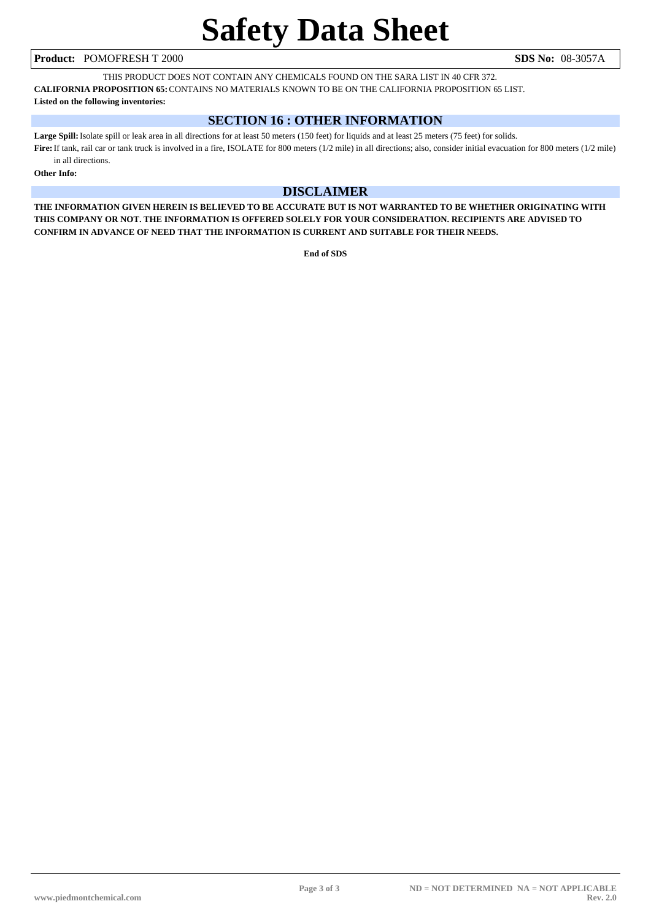THIS PRODUCT DOES NOT CONTAIN ANY CHEMICALS FOUND ON THE SARA LIST IN 40 CFR 372.

**CALIFORNIA PROPOSITION 65:** CONTAINS NO MATERIALS KNOWN TO BE ON THE CALIFORNIA PROPOSITION 65 LIST.

**Listed on the following inventories:**

## SECTION 16 : OTHER INFORMATION

**Large Spill:** Isolate spill or leak area in all directions for at least 50 meters (150 feet) for liquids and at least 25 meters (75 feet) for solids.

**Fire:** If tank, rail car or tank truck is involved in a fire, ISOLATE for 800 meters (1/2 mile) in all directions; also, consider initial evacuation for 800 meters (1/2 mile) in all directions.

**Other Info:**

## DISCLAIMER

**THE INFORMATION GIVEN HEREIN IS BELIEVED TO BE ACCURATE BUT IS NOT WARRANTED TO BE WHETHER ORIGINATING WITH THIS COMPANY OR NOT. THE INFORMATION IS OFFERED SOLELY FOR YOUR CONSIDERATION. RECIPIENTS ARE ADVISED TO CONFIRM IN ADVANCE OF NEED THAT THE INFORMATION IS CURRENT AND SUITABLE FOR THEIR NEEDS.**

**End of SDS**